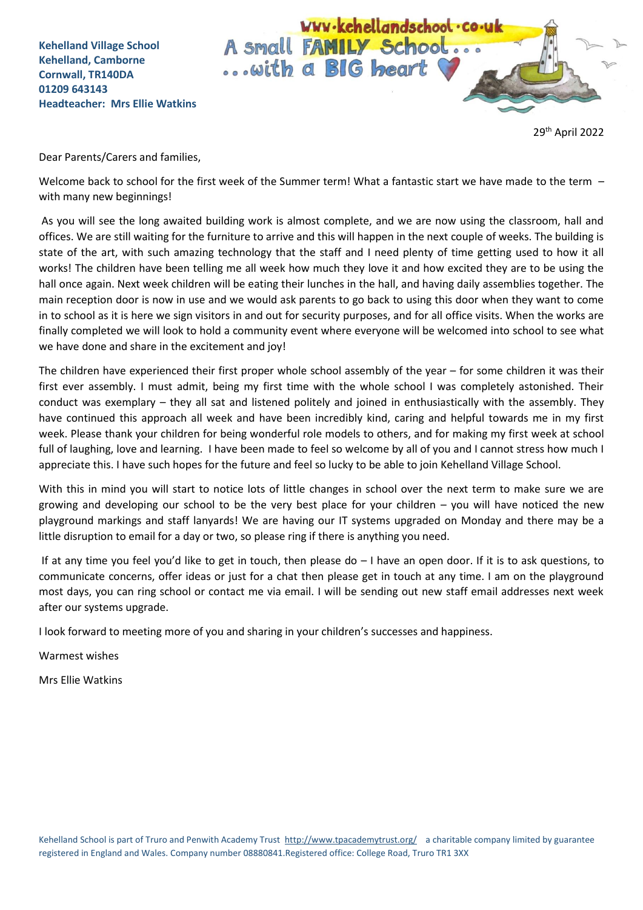**Kehelland Village School**
**Kehelland, Camborne**
**Cornwall, TR140DA**
**01209 643143**
**Headteacher: Mrs Ellie Watkins**

www.kehellandschool.co.uk
A small FAMILY School...
...with a BIG heart

29th April 2022

Dear Parents/Carers and families,

Welcome back to school for the first week of the Summer term! What a fantastic start we have made to the term – with many new beginnings!

As you will see the long awaited building work is almost complete, and we are now using the classroom, hall and offices. We are still waiting for the furniture to arrive and this will happen in the next couple of weeks. The building is state of the art, with such amazing technology that the staff and I need plenty of time getting used to how it all works! The children have been telling me all week how much they love it and how excited they are to be using the hall once again. Next week children will be eating their lunches in the hall, and having daily assemblies together. The main reception door is now in use and we would ask parents to go back to using this door when they want to come in to school as it is here we sign visitors in and out for security purposes, and for all office visits. When the works are finally completed we will look to hold a community event where everyone will be welcomed into school to see what we have done and share in the excitement and joy!

The children have experienced their first proper whole school assembly of the year – for some children it was their first ever assembly. I must admit, being my first time with the whole school I was completely astonished. Their conduct was exemplary – they all sat and listened politely and joined in enthusiastically with the assembly. They have continued this approach all week and have been incredibly kind, caring and helpful towards me in my first week. Please thank your children for being wonderful role models to others, and for making my first week at school full of laughing, love and learning. I have been made to feel so welcome by all of you and I cannot stress how much I appreciate this. I have such hopes for the future and feel so lucky to be able to join Kehelland Village School.

With this in mind you will start to notice lots of little changes in school over the next term to make sure we are growing and developing our school to be the very best place for your children – you will have noticed the new playground markings and staff lanyards! We are having our IT systems upgraded on Monday and there may be a little disruption to email for a day or two, so please ring if there is anything you need.

If at any time you feel you'd like to get in touch, then please do – I have an open door. If it is to ask questions, to communicate concerns, offer ideas or just for a chat then please get in touch at any time. I am on the playground most days, you can ring school or contact me via email. I will be sending out new staff email addresses next week after our systems upgrade.

I look forward to meeting more of you and sharing in your children's successes and happiness.

Warmest wishes

Mrs Ellie Watkins

Kehelland School is part of Truro and Penwith Academy Trust http://www.tpacademytrust.org/ a charitable company limited by guarantee registered in England and Wales. Company number 08880841.Registered office: College Road, Truro TR1 3XX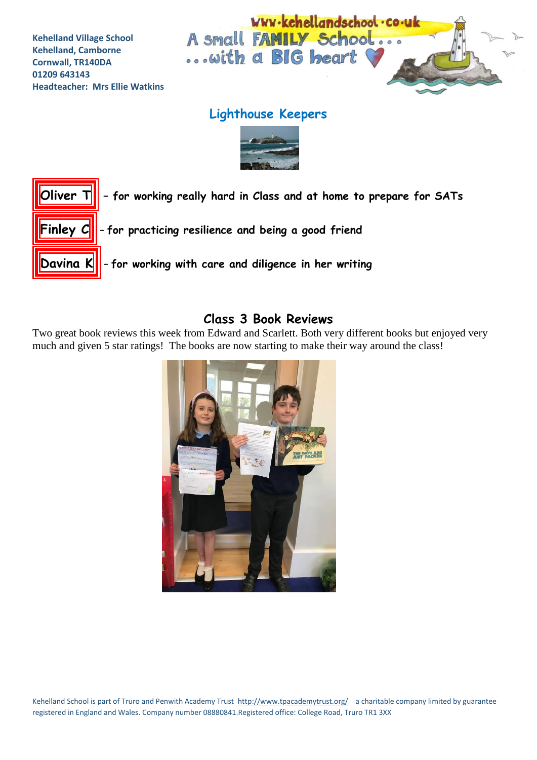Kehelland Village School
Kehelland, Camborne
Cornwall, TR140DA
01209 643143
Headteacher: Mrs Ellie Watkins

www.kehellandschool.co.uk

A small FAMILY School...
...with a BIG heart

## Lighthouse Keepers

**Oliver T** – for working really hard in Class and at home to prepare for SATs

**Finley C** - for practicing resilience and being a good friend

**Davina K** - for working with care and diligence in her writing

## Class 3 Book Reviews

Two great book reviews this week from Edward and Scarlett. Both very different books but enjoyed very much and given 5 star ratings! The books are now starting to make their way around the class!

Kehelland School is part of Truro and Penwith Academy Trust http://www.tpacademytrust.org/ a charitable company limited by guarantee registered in England and Wales. Company number 08880841.Registered office: College Road, Truro TR1 3XX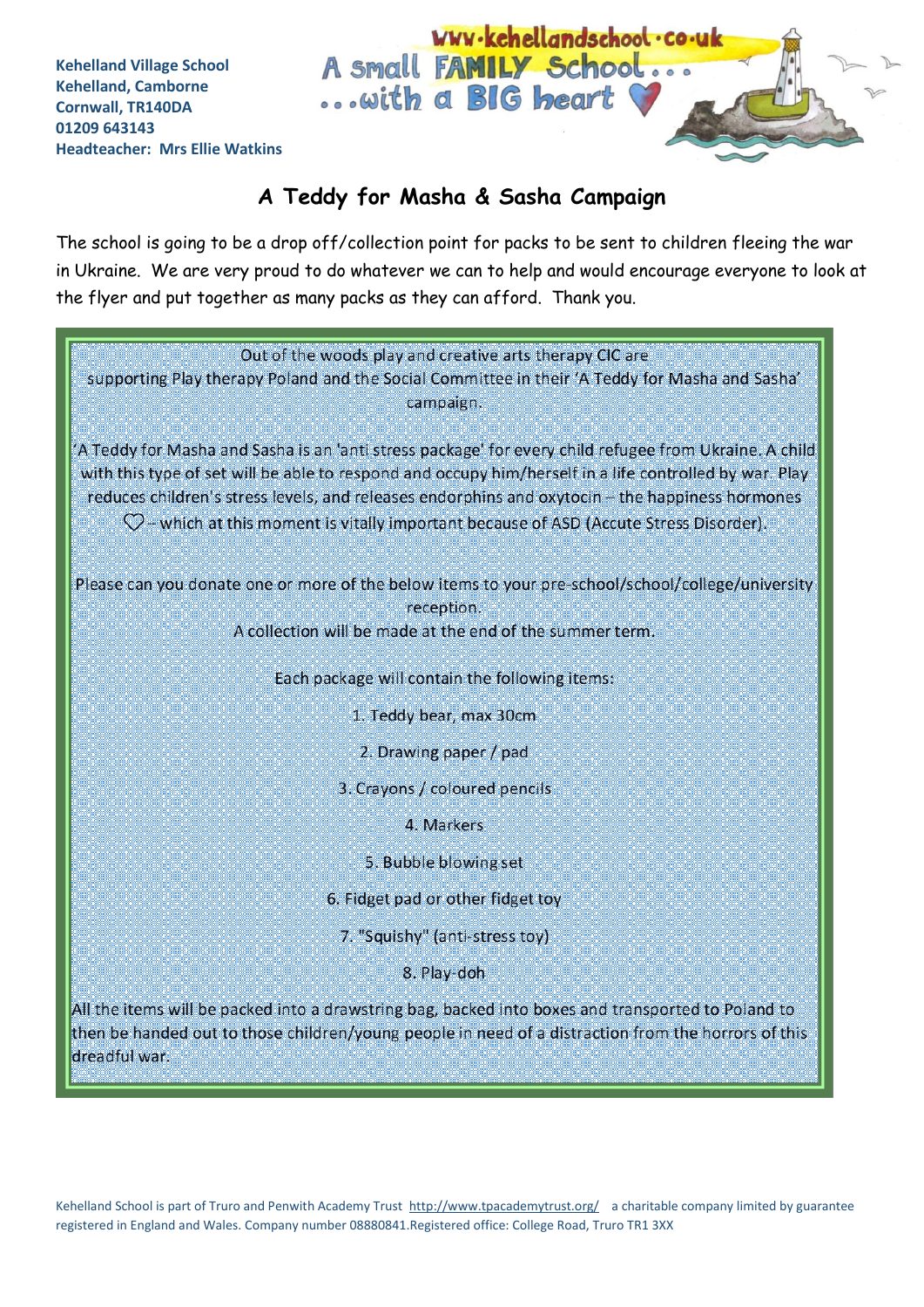**Kehelland Village School**
**Kehelland, Camborne**
**Cornwall, TR140DA**
**01209 643143**
**Headteacher: Mrs Ellie Watkins**

www.kehellandschool.co.uk
A small FAMILY School...
...with a BIG heart

# A Teddy for Masha & Sasha Campaign

The school is going to be a drop off/collection point for packs to be sent to children fleeing the war in Ukraine. We are very proud to do whatever we can to help and would encourage everyone to look at the flyer and put together as many packs as they can afford. Thank you.

Out of the woods play and creative arts therapy CIC are supporting Play therapy Poland and the Social Committee in their 'A Teddy for Masha and Sasha' campaign.

'A Teddy for Masha and Sasha is an 'anti stress package' for every child refugee from Ukraine. A child with this type of set will be able to respond and occupy him/herself in a life controlled by war. Play reduces children's stress levels, and releases endorphins and oxytocin – the happiness hormones ♡ – which at this moment is vitally important because of ASD (Accute Stress Disorder).

Please can you donate one or more of the below items to your pre-school/school/college/university reception.

A collection will be made at the end of the summer term.

Each package will contain the following items:

1. Teddy bear, max 30cm
2. Drawing paper / pad
3. Crayons / coloured pencils
4. Markers
5. Bubble blowing set
6. Fidget pad or other fidget toy
7. "Squishy" (anti-stress toy)
8. Play-doh

All the items will be packed into a drawstring bag, backed into boxes and transported to Poland to then be handed out to those children/young people in need of a distraction from the horrors of this dreadful war.

Kehelland School is part of Truro and Penwith Academy Trust http://www.tpacademytrust.org/ a charitable company limited by guarantee registered in England and Wales. Company number 08880841.Registered office: College Road, Truro TR1 3XX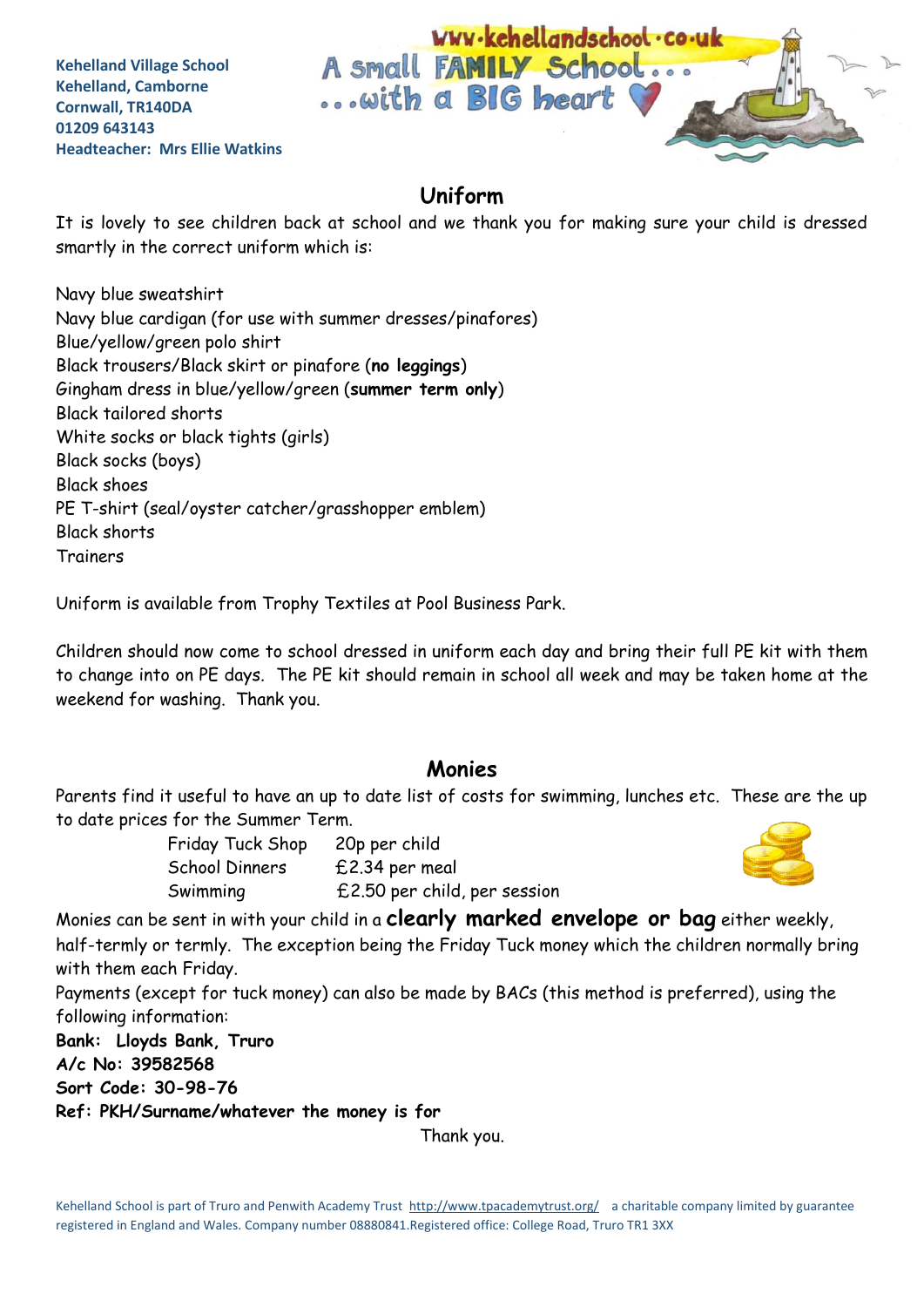Kehelland Village School
Kehelland, Camborne
Cornwall, TR140DA
01209 643143
Headteacher: Mrs Ellie Watkins

www.kehellandschool.co.uk
A small FAMILY School...
...with a BIG heart

## Uniform

It is lovely to see children back at school and we thank you for making sure your child is dressed smartly in the correct uniform which is:

Navy blue sweatshirt
Navy blue cardigan (for use with summer dresses/pinafores)
Blue/yellow/green polo shirt
Black trousers/Black skirt or pinafore (**no leggings**)
Gingham dress in blue/yellow/green (**summer term only**)
Black tailored shorts
White socks or black tights (girls)
Black socks (boys)
Black shoes
PE T-shirt (seal/oyster catcher/grasshopper emblem)
Black shorts
Trainers

Uniform is available from Trophy Textiles at Pool Business Park.

Children should now come to school dressed in uniform each day and bring their full PE kit with them to change into on PE days. The PE kit should remain in school all week and may be taken home at the weekend for washing. Thank you.

## Monies

Parents find it useful to have an up to date list of costs for swimming, lunches etc. These are the up to date prices for the Summer Term.

| | |
|---|---|
| Friday Tuck Shop | 20p per child |
| School Dinners | £2.34 per meal |
| Swimming | £2.50 per child, per session |

Monies can be sent in with your child in a **clearly marked envelope or bag** either weekly, half-termly or termly. The exception being the Friday Tuck money which the children normally bring with them each Friday.

Payments (except for tuck money) can also be made by BACs (this method is preferred), using the following information:

**Bank: Lloyds Bank, Truro**
**A/c No: 39582568**
**Sort Code: 30-98-76**
**Ref: PKH/Surname/whatever the money is for**

Thank you.

Kehelland School is part of Truro and Penwith Academy Trust http://www.tpacademytrust.org/ a charitable company limited by guarantee registered in England and Wales. Company number 08880841.Registered office: College Road, Truro TR1 3XX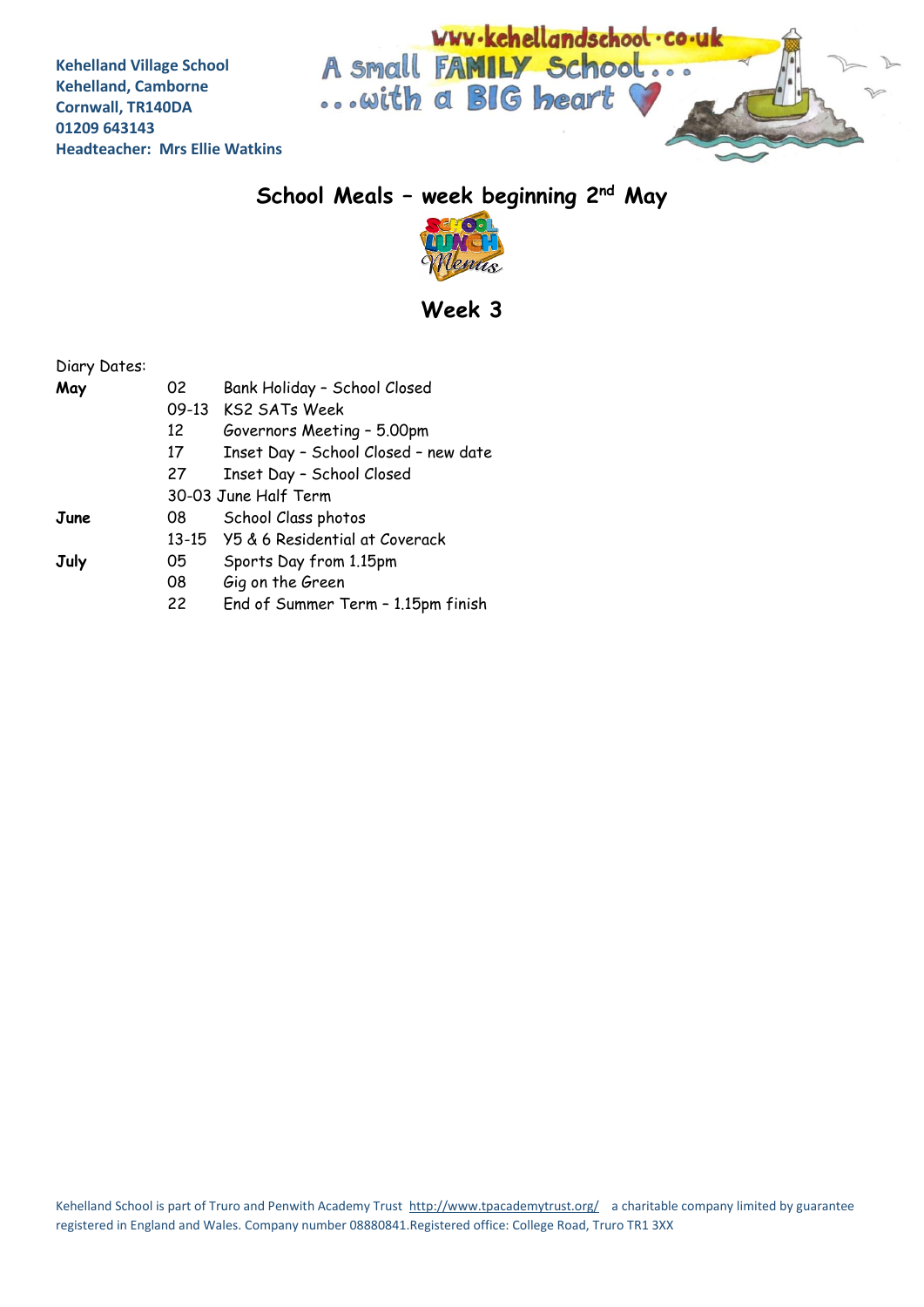Kehelland Village School
Kehelland, Camborne
Cornwall, TR140DA
01209 643143
Headteacher: Mrs Ellie Watkins

www.kehellandschool.co.uk
A small FAMILY School...
...with a BIG heart

# School Meals – week beginning 2nd May

## Week 3

Diary Dates:

| | | |
|---|---|---|
| **May** | 02 | Bank Holiday – School Closed |
| | 09-13 | KS2 SATs Week |
| | 12 | Governors Meeting – 5.00pm |
| | 17 | Inset Day – School Closed – new date |
| | 27 | Inset Day – School Closed |
| | 30-03 June Half Term | |
| **June** | 08 | School Class photos |
| | 13-15 | Y5 & 6 Residential at Coverack |
| **July** | 05 | Sports Day from 1.15pm |
| | 08 | Gig on the Green |
| | 22 | End of Summer Term – 1.15pm finish |

Kehelland School is part of Truro and Penwith Academy Trust http://www.tpacademytrust.org/ a charitable company limited by guarantee registered in England and Wales. Company number 08880841.Registered office: College Road, Truro TR1 3XX